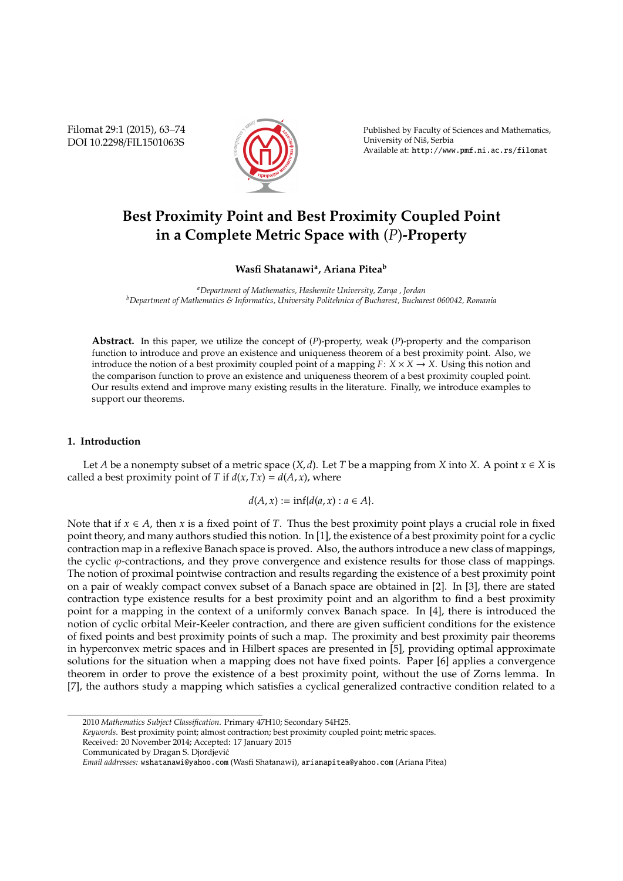# Best Proximity Point and Best Proximity Coupled Point in a Complete Metric Space with $(P)$-Property

**Wasfi Shatanawi[a], Ariana Pitea[b]**

[a]*Department of Mathematics, Hashemite University, Zarqa , Jordan*
[b]*Department of Mathematics & Informatics, University Politehnica of Bucharest, Bucharest 060042, Romania*

**Abstract.** In this paper, we utilize the concept of $(P)$-property, weak $(P)$-property and the comparison function to introduce and prove an existence and uniqueness theorem of a best proximity point. Also, we introduce the notion of a best proximity coupled point of a mapping $F: X \times X \to X$. Using this notion and the comparison function to prove an existence and uniqueness theorem of a best proximity coupled point. Our results extend and improve many existing results in the literature. Finally, we introduce examples to support our theorems.

## 1. Introduction

Let $A$ be a nonempty subset of a metric space $(X, d)$. Let $T$ be a mapping from $X$ into $X$. A point $x \in X$ is called a best proximity point of $T$ if $d(x, Tx) = d(A, x)$, where

$$d(A, x) := \inf\{d(a, x) : a \in A\}.$$

Note that if $x \in A$, then $x$ is a fixed point of $T$. Thus the best proximity point plays a crucial role in fixed point theory, and many authors studied this notion. In [1], the existence of a best proximity point for a cyclic contraction map in a reflexive Banach space is proved. Also, the authors introduce a new class of mappings, the cyclic $\varphi$-contractions, and they prove convergence and existence results for those class of mappings. The notion of proximal pointwise contraction and results regarding the existence of a best proximity point on a pair of weakly compact convex subset of a Banach space are obtained in [2]. In [3], there are stated contraction type existence results for a best proximity point and an algorithm to find a best proximity point for a mapping in the context of a uniformly convex Banach space. In [4], there is introduced the notion of cyclic orbital Meir-Keeler contraction, and there are given sufficient conditions for the existence of fixed points and best proximity points of such a map. The proximity and best proximity pair theorems in hyperconvex metric spaces and in Hilbert spaces are presented in [5], providing optimal approximate solutions for the situation when a mapping does not have fixed points. Paper [6] applies a convergence theorem in order to prove the existence of a best proximity point, without the use of Zorns lemma. In [7], the authors study a mapping which satisfies a cyclical generalized contractive condition related to a

---

2010 *Mathematics Subject Classification*. Primary 47H10; Secondary 54H25.
*Keywords*. Best proximity point; almost contraction; best proximity coupled point; metric spaces.
Received: 20 November 2014; Accepted: 17 January 2015
Communicated by Dragan S. Djordjević
*Email addresses:* wshatanawi@yahoo.com (Wasfi Shatanawi), arianapitea@yahoo.com (Ariana Pitea)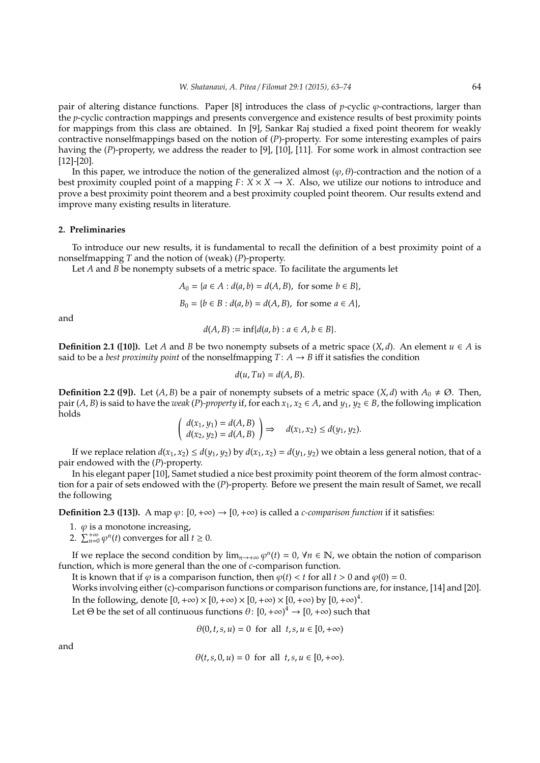pair of altering distance functions. Paper [8] introduces the class of $p$-cyclic $\varphi$-contractions, larger than the $p$-cyclic contraction mappings and presents convergence and existence results of best proximity points for mappings from this class are obtained. In [9], Sankar Raj studied a fixed point theorem for weakly contractive nonselfmappings based on the notion of $(P)$-property. For some interesting examples of pairs having the $(P)$-property, we address the reader to [9], [10], [11]. For some work in almost contraction see [12]-[20].

In this paper, we introduce the notion of the generalized almost $(\varphi, \theta)$-contraction and the notion of a best proximity coupled point of a mapping $F\colon X \times X \to X$. Also, we utilize our notions to introduce and prove a best proximity point theorem and a best proximity coupled point theorem. Our results extend and improve many existing results in literature.

## 2. Preliminaries

To introduce our new results, it is fundamental to recall the definition of a best proximity point of a nonselfmapping $T$ and the notion of (weak) $(P)$-property.

Let $A$ and $B$ be nonempty subsets of a metric space. To facilitate the arguments let

$$A_0 = \{a \in A : d(a, b) = d(A, B), \text{ for some } b \in B\},$$

$$B_0 = \{b \in B : d(a, b) = d(A, B), \text{ for some } a \in A\},$$

and

$$d(A, B) := \inf\{d(a, b) : a \in A, b \in B\}.$$

**Definition 2.1 ([10]).** Let $A$ and $B$ be two nonempty subsets of a metric space $(X, d)$. An element $u \in A$ is said to be a *best proximity point* of the nonselfmapping $T\colon A \to B$ iff it satisfies the condition

$$d(u, Tu) = d(A, B).$$

**Definition 2.2 ([9]).** Let $(A, B)$ be a pair of nonempty subsets of a metric space $(X, d)$ with $A_0 \neq \emptyset$. Then, pair $(A, B)$ is said to have the *weak $(P)$-property* if, for each $x_1, x_2 \in A$, and $y_1, y_2 \in B$, the following implication holds

$$\left( \begin{array}{l} d(x_1, y_1) = d(A, B) \\ d(x_2, y_2) = d(A, B) \end{array} \right) \Rightarrow \quad d(x_1, x_2) \leq d(y_1, y_2).$$

If we replace relation $d(x_1, x_2) \leq d(y_1, y_2)$ by $d(x_1, x_2) = d(y_1, y_2)$ we obtain a less general notion, that of a pair endowed with the $(P)$-property.

In his elegant paper [10], Samet studied a nice best proximity point theorem of the form almost contraction for a pair of sets endowed with the $(P)$-property. Before we present the main result of Samet, we recall the following

**Definition 2.3 ([13]).** A map $\varphi\colon [0, +\infty) \to [0, +\infty)$ is called a *c-comparison function* if it satisfies:

1. $\varphi$ is a monotone increasing,
2. $\sum_{n=0}^{+\infty} \varphi^n(t)$ converges for all $t \geq 0$.

If we replace the second condition by $\lim_{n\to+\infty} \varphi^n(t) = 0$, $\forall n \in \mathbb{N}$, we obtain the notion of comparison function, which is more general than the one of $c$-comparison function.

It is known that if $\varphi$ is a comparison function, then $\varphi(t) < t$ for all $t > 0$ and $\varphi(0) = 0$.

Works involving either (c)-comparison functions or comparison functions are, for instance, [14] and [20].

In the following, denote $[0, +\infty) \times [0, +\infty) \times [0, +\infty) \times [0, +\infty)$ by $[0, +\infty)^4$.

Let $\Theta$ be the set of all continuous functions $\theta\colon [0, +\infty)^4 \to [0, +\infty)$ such that

$$\theta(0, t, s, u) = 0 \text{ for all } t, s, u \in [0, +\infty)$$

and

$$\theta(t, s, 0, u) = 0 \text{ for all } t, s, u \in [0, +\infty).$$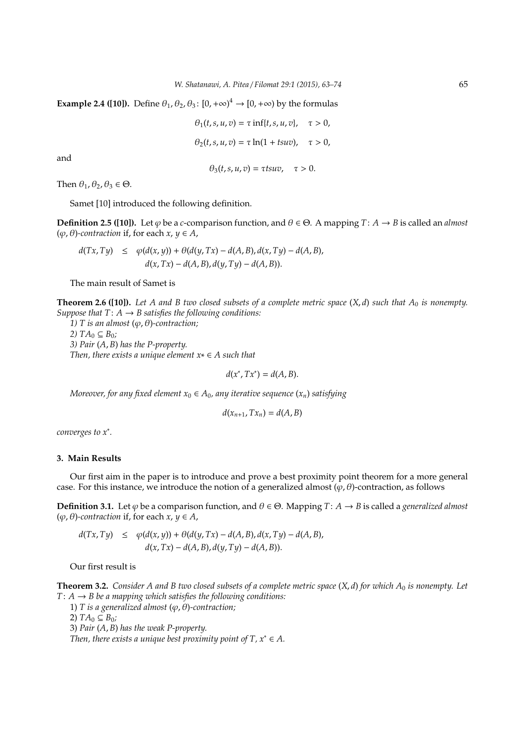**Example 2.4 ([10]).** Define $\theta_1, \theta_2, \theta_3 \colon [0, +\infty)^4 \to [0, +\infty)$ by the formulas

$$\theta_1(t, s, u, v) = \tau \inf\{t, s, u, v\}, \quad \tau > 0,$$

$$\theta_2(t, s, u, v) = \tau \ln(1 + tsuv), \quad \tau > 0,$$

and

$$\theta_3(t, s, u, v) = \tau tsuv, \quad \tau > 0.$$

Then $\theta_1, \theta_2, \theta_3 \in \Theta$.

Samet [10] introduced the following definition.

**Definition 2.5 ([10]).** Let $\varphi$ be a $c$-comparison function, and $\theta \in \Theta$. A mapping $T \colon A \to B$ is called an *almost* $(\varphi, \theta)$*-contraction* if, for each $x, y \in A$,

$$\begin{aligned} d(Tx, Ty) \quad \leq \quad & \varphi(d(x, y)) + \theta(d(y, Tx) - d(A, B), d(x, Ty) - d(A, B), \\ & d(x, Tx) - d(A, B), d(y, Ty) - d(A, B)). \end{aligned}$$

The main result of Samet is

**Theorem 2.6 ([10]).** *Let $A$ and $B$ two closed subsets of a complete metric space $(X, d)$ such that $A_0$ is nonempty. Suppose that $T \colon A \to B$ satisfies the following conditions:*

*1) $T$ is an almost $(\varphi, \theta)$-contraction;*

*2) $TA_0 \subseteq B_0$;*

*3) Pair $(A, B)$ has the P-property.*

*Then, there exists a unique element $x* \in A$ such that*

$$d(x^*, Tx^*) = d(A, B).$$

*Moreover, for any fixed element $x_0 \in A_0$, any iterative sequence $(x_n)$ satisfying*

$$d(x_{n+1}, Tx_n) = d(A, B)$$

*converges to $x^*$.*

## 3. Main Results

Our first aim in the paper is to introduce and prove a best proximity point theorem for a more general case. For this instance, we introduce the notion of a generalized almost $(\varphi, \theta)$-contraction, as follows

**Definition 3.1.** Let $\varphi$ be a comparison function, and $\theta \in \Theta$. Mapping $T \colon A \to B$ is called a *generalized almost* $(\varphi, \theta)$*-contraction* if, for each $x, y \in A$,

$$\begin{aligned} d(Tx, Ty) \quad \leq \quad & \varphi(d(x, y)) + \theta(d(y, Tx) - d(A, B), d(x, Ty) - d(A, B), \\ & d(x, Tx) - d(A, B), d(y, Ty) - d(A, B)). \end{aligned}$$

Our first result is

**Theorem 3.2.** *Consider $A$ and $B$ two closed subsets of a complete metric space $(X, d)$ for which $A_0$ is nonempty. Let $T \colon A \to B$ be a mapping which satisfies the following conditions:*

1) *$T$ is a generalized almost $(\varphi, \theta)$-contraction;*

2) *$TA_0 \subseteq B_0$;*

3) *Pair $(A, B)$ has the weak P-property.*

*Then, there exists a unique best proximity point of $T$, $x^* \in A$.*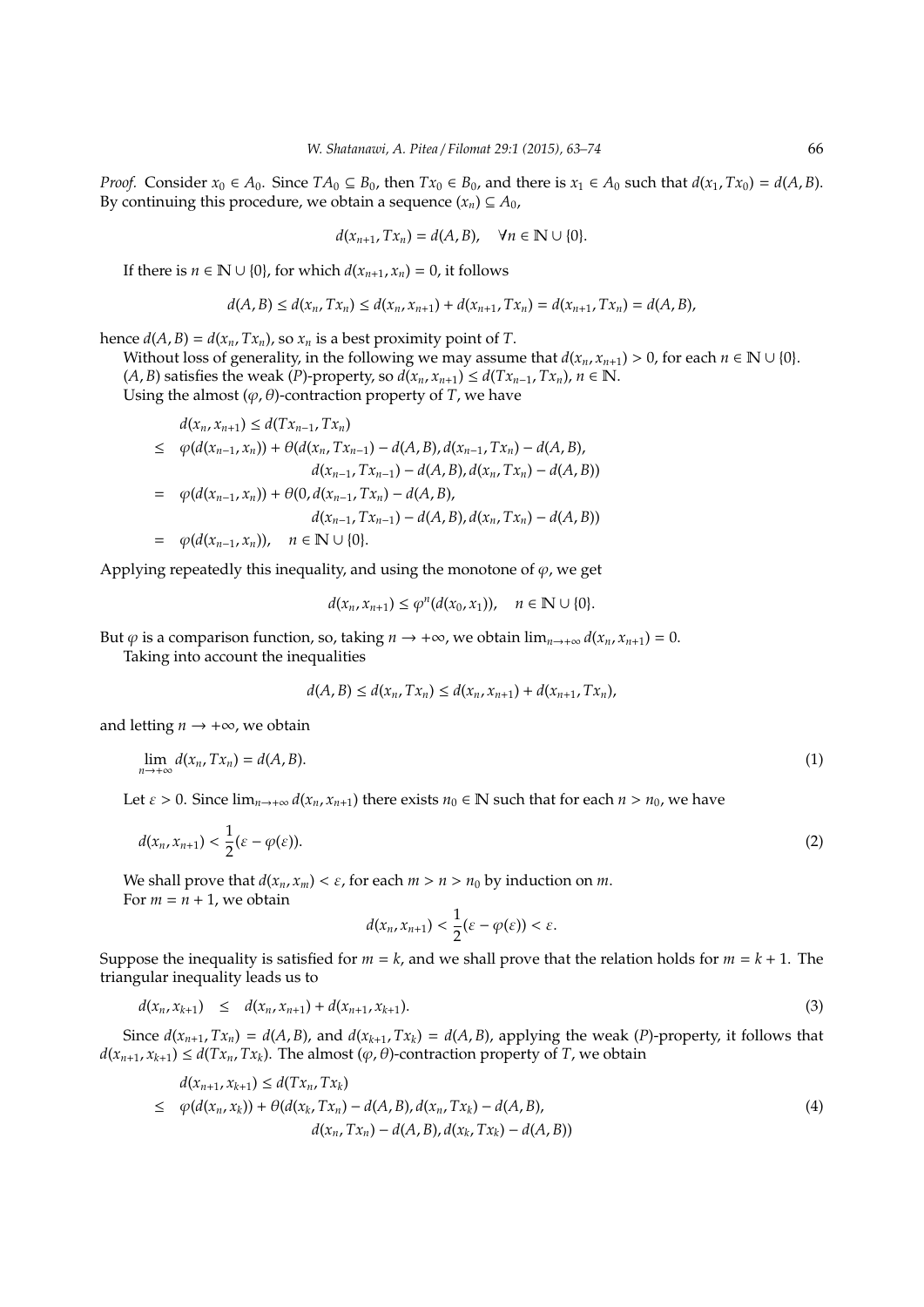*Proof.* Consider $x_0 \in A_0$. Since $TA_0 \subseteq B_0$, then $Tx_0 \in B_0$, and there is $x_1 \in A_0$ such that $d(x_1, Tx_0) = d(A, B)$. By continuing this procedure, we obtain a sequence $(x_n) \subseteq A_0$,

$$d(x_{n+1}, Tx_n) = d(A, B), \quad \forall n \in \mathbb{N} \cup \{0\}.$$

If there is $n \in \mathbb{N} \cup \{0\}$, for which $d(x_{n+1}, x_n) = 0$, it follows

$$d(A, B) \leq d(x_n, Tx_n) \leq d(x_n, x_{n+1}) + d(x_{n+1}, Tx_n) = d(x_{n+1}, Tx_n) = d(A, B),$$

hence $d(A, B) = d(x_n, Tx_n)$, so $x_n$ is a best proximity point of $T$.

Without loss of generality, in the following we may assume that $d(x_n, x_{n+1}) > 0$, for each $n \in \mathbb{N} \cup \{0\}$.

$(A, B)$ satisfies the weak $(P)$-property, so $d(x_n, x_{n+1}) \leq d(Tx_{n-1}, Tx_n)$, $n \in \mathbb{N}$.

Using the almost $(\varphi, \theta)$-contraction property of $T$, we have

$$\begin{aligned}
& d(x_n, x_{n+1}) \leq d(Tx_{n-1}, Tx_n) \\
\leq\ & \varphi(d(x_{n-1}, x_n)) + \theta(d(x_n, Tx_{n-1}) - d(A, B), d(x_{n-1}, Tx_n) - d(A, B), \\
& \qquad d(x_{n-1}, Tx_{n-1}) - d(A, B), d(x_n, Tx_n) - d(A, B)) \\
=\ & \varphi(d(x_{n-1}, x_n)) + \theta(0, d(x_{n-1}, Tx_n) - d(A, B), \\
& \qquad d(x_{n-1}, Tx_{n-1}) - d(A, B), d(x_n, Tx_n) - d(A, B)) \\
=\ & \varphi(d(x_{n-1}, x_n)), \quad n \in \mathbb{N} \cup \{0\}.
\end{aligned}$$

Applying repeatedly this inequality, and using the monotone of $\varphi$, we get

$$d(x_n, x_{n+1}) \leq \varphi^n(d(x_0, x_1)), \quad n \in \mathbb{N} \cup \{0\}.$$

But $\varphi$ is a comparison function, so, taking $n \to +\infty$, we obtain $\lim_{n \to +\infty} d(x_n, x_{n+1}) = 0$.

Taking into account the inequalities

$$d(A, B) \leq d(x_n, Tx_n) \leq d(x_n, x_{n+1}) + d(x_{n+1}, Tx_n),$$

and letting $n \to +\infty$, we obtain

$$\lim_{n \to +\infty} d(x_n, Tx_n) = d(A, B). \tag{1}$$

Let $\varepsilon > 0$. Since $\lim_{n \to +\infty} d(x_n, x_{n+1})$ there exists $n_0 \in \mathbb{N}$ such that for each $n > n_0$, we have

$$d(x_n, x_{n+1}) < \frac{1}{2}(\varepsilon - \varphi(\varepsilon)). \tag{2}$$

We shall prove that $d(x_n, x_m) < \varepsilon$, for each $m > n > n_0$ by induction on $m$.

For $m = n + 1$, we obtain

$$d(x_n, x_{n+1}) < \frac{1}{2}(\varepsilon - \varphi(\varepsilon)) < \varepsilon.$$

Suppose the inequality is satisfied for $m = k$, and we shall prove that the relation holds for $m = k + 1$. The triangular inequality leads us to

$$d(x_n, x_{k+1}) \leq d(x_n, x_{n+1}) + d(x_{n+1}, x_{k+1}). \tag{3}$$

Since $d(x_{n+1}, Tx_n) = d(A, B)$, and $d(x_{k+1}, Tx_k) = d(A, B)$, applying the weak $(P)$-property, it follows that $d(x_{n+1}, x_{k+1}) \leq d(Tx_n, Tx_k)$. The almost $(\varphi, \theta)$-contraction property of $T$, we obtain

$$\begin{aligned}
& d(x_{n+1}, x_{k+1}) \leq d(Tx_n, Tx_k) \\
\leq\ & \varphi(d(x_n, x_k)) + \theta(d(x_k, Tx_n) - d(A, B), d(x_n, Tx_k) - d(A, B), \\
& \qquad d(x_n, Tx_n) - d(A, B), d(x_k, Tx_k) - d(A, B))
\end{aligned} \tag{4}$$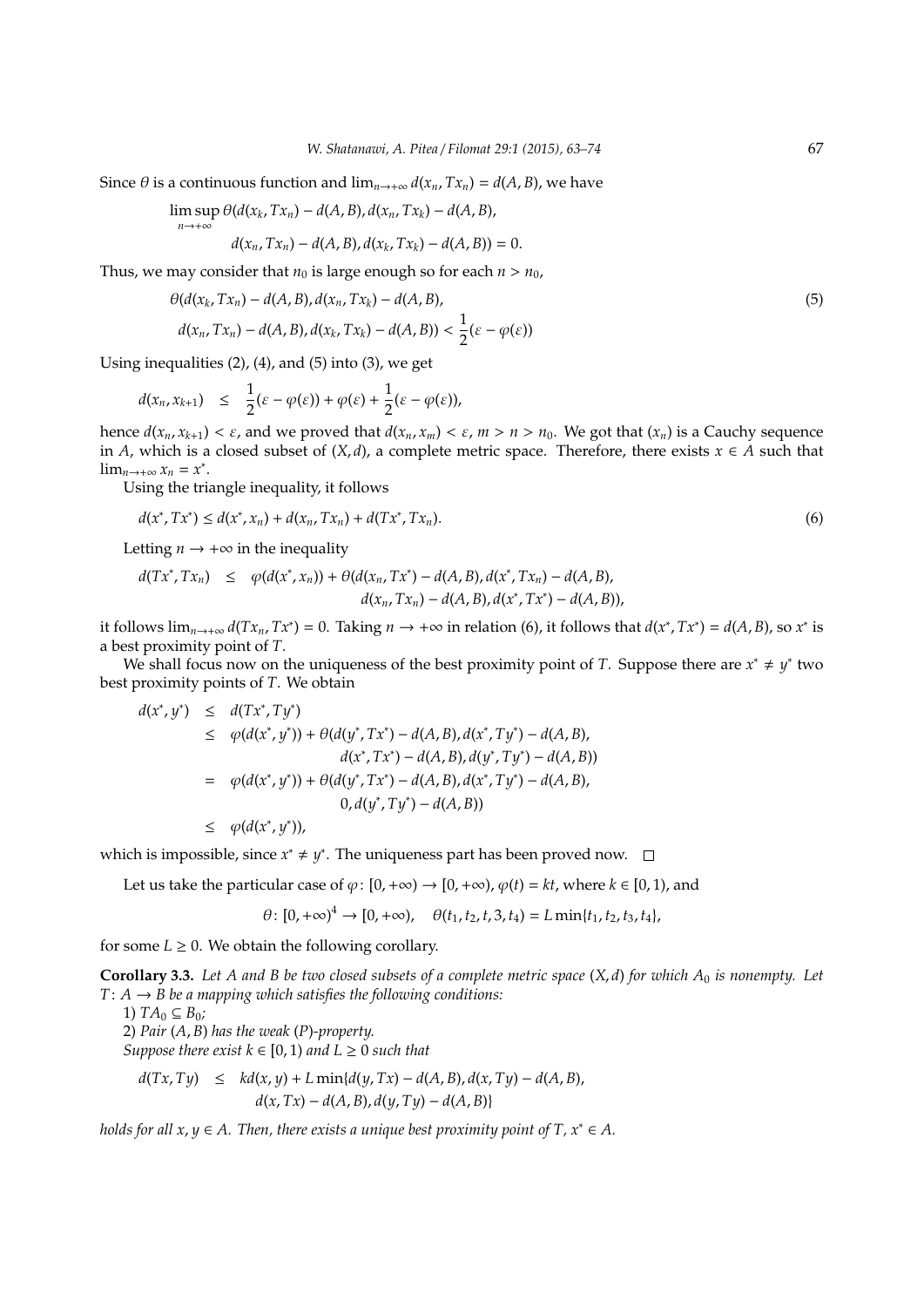Since $\theta$ is a continuous function and $\lim_{n\to+\infty} d(x_n, Tx_n) = d(A, B)$, we have

$$\limsup_{n\to+\infty} \theta(d(x_k, Tx_n) - d(A, B), d(x_n, Tx_k) - d(A, B), d(x_n, Tx_n) - d(A, B), d(x_k, Tx_k) - d(A, B)) = 0.$$

Thus, we may consider that $n_0$ is large enough so for each $n > n_0$,

$$\theta(d(x_k, Tx_n) - d(A, B), d(x_n, Tx_k) - d(A, B), d(x_n, Tx_n) - d(A, B), d(x_k, Tx_k) - d(A, B)) < \frac{1}{2}(\varepsilon - \varphi(\varepsilon)) \tag{5}$$

Using inequalities (2), (4), and (5) into (3), we get

$$d(x_n, x_{k+1}) \leq \frac{1}{2}(\varepsilon - \varphi(\varepsilon)) + \varphi(\varepsilon) + \frac{1}{2}(\varepsilon - \varphi(\varepsilon)),$$

hence $d(x_n, x_{k+1}) < \varepsilon$, and we proved that $d(x_n, x_m) < \varepsilon$, $m > n > n_0$. We got that $(x_n)$ is a Cauchy sequence in $A$, which is a closed subset of $(X, d)$, a complete metric space. Therefore, there exists $x \in A$ such that $\lim_{n\to+\infty} x_n = x^*$.

Using the triangle inequality, it follows

$$d(x^*, Tx^*) \leq d(x^*, x_n) + d(x_n, Tx_n) + d(Tx^*, Tx_n). \tag{6}$$

Letting $n \to +\infty$ in the inequality

$$\begin{aligned} d(Tx^*, Tx_n) \leq \; & \varphi(d(x^*, x_n)) + \theta(d(x_n, Tx^*) - d(A, B), d(x^*, Tx_n) - d(A, B), \\ & d(x_n, Tx_n) - d(A, B), d(x^*, Tx^*) - d(A, B)), \end{aligned}$$

it follows $\lim_{n\to+\infty} d(Tx_n, Tx^*) = 0$. Taking $n \to +\infty$ in relation (6), it follows that $d(x^*, Tx^*) = d(A, B)$, so $x^*$ is a best proximity point of $T$.

We shall focus now on the uniqueness of the best proximity point of $T$. Suppose there are $x^* \neq y^*$ two best proximity points of $T$. We obtain

$$\begin{aligned} d(x^*, y^*) & \leq d(Tx^*, Ty^*) \\ & \leq \varphi(d(x^*, y^*)) + \theta(d(y^*, Tx^*) - d(A, B), d(x^*, Ty^*) - d(A, B), \\ & \qquad d(x^*, Tx^*) - d(A, B), d(y^*, Ty^*) - d(A, B)) \\ & = \varphi(d(x^*, y^*)) + \theta(d(y^*, Tx^*) - d(A, B), d(x^*, Ty^*) - d(A, B), \\ & \qquad 0, d(y^*, Ty^*) - d(A, B)) \\ & \leq \varphi(d(x^*, y^*)), \end{aligned}$$

which is impossible, since $x^* \neq y^*$. The uniqueness part has been proved now. $\square$

Let us take the particular case of $\varphi\colon [0, +\infty) \to [0, +\infty)$, $\varphi(t) = kt$, where $k \in [0, 1)$, and

$$\theta\colon [0, +\infty)^4 \to [0, +\infty), \quad \theta(t_1, t_2, t, 3, t_4) = L \min\{t_1, t_2, t_3, t_4\},$$

for some $L \geq 0$. We obtain the following corollary.

**Corollary 3.3.** *Let $A$ and $B$ be two closed subsets of a complete metric space $(X, d)$ for which $A_0$ is nonempty. Let $T\colon A \to B$ be a mapping which satisfies the following conditions:*

*1) $TA_0 \subseteq B_0$;*

*2) Pair $(A, B)$ has the weak $(P)$-property.*

*Suppose there exist $k \in [0, 1)$ and $L \geq 0$ such that*

$$\begin{aligned} d(Tx, Ty) \leq \; & kd(x, y) + L \min\{d(y, Tx) - d(A, B), d(x, Ty) - d(A, B), \\ & d(x, Tx) - d(A, B), d(y, Ty) - d(A, B)\} \end{aligned}$$

*holds for all $x, y \in A$. Then, there exists a unique best proximity point of $T$, $x^* \in A$.*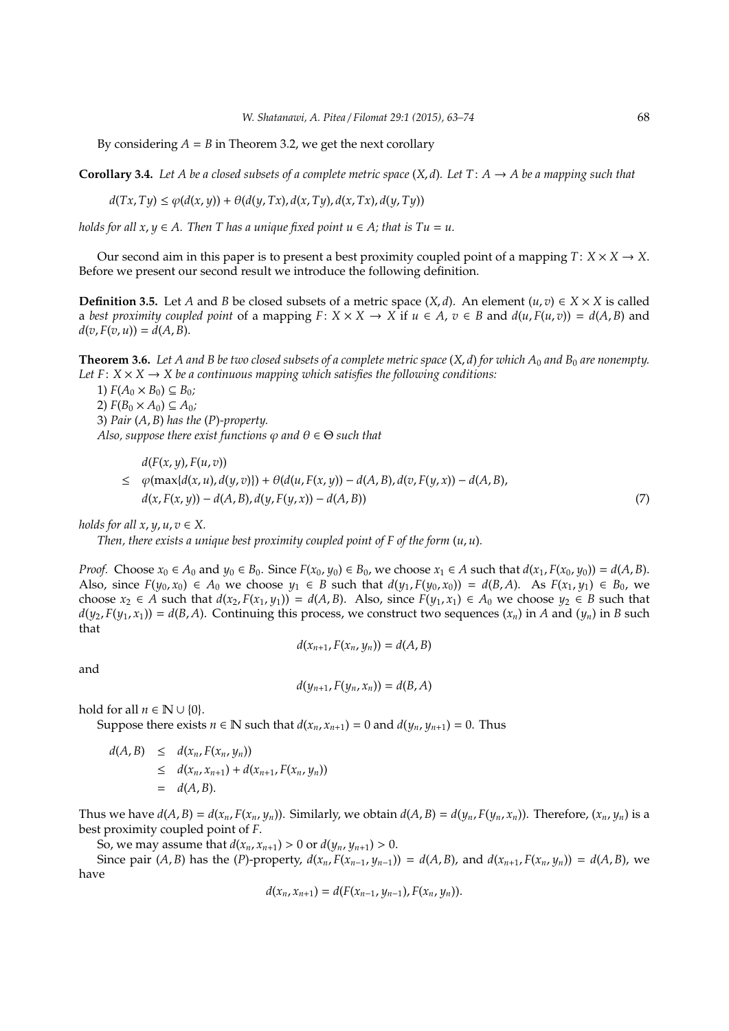By considering $A = B$ in Theorem 3.2, we get the next corollary

**Corollary 3.4.** *Let $A$ be a closed subsets of a complete metric space $(X, d)$. Let $T\colon A \to A$ be a mapping such that*

$$d(Tx, Ty) \le \varphi(d(x, y)) + \theta(d(y, Tx), d(x, Ty), d(x, Tx), d(y, Ty))$$

*holds for all $x, y \in A$. Then $T$ has a unique fixed point $u \in A$; that is $Tu = u$.*

Our second aim in this paper is to present a best proximity coupled point of a mapping $T\colon X \times X \to X$. Before we present our second result we introduce the following definition.

**Definition 3.5.** Let $A$ and $B$ be closed subsets of a metric space $(X, d)$. An element $(u, v) \in X \times X$ is called a *best proximity coupled point* of a mapping $F\colon X \times X \to X$ if $u \in A$, $v \in B$ and $d(u, F(u, v)) = d(A, B)$ and $d(v, F(v, u)) = d(A, B)$.

**Theorem 3.6.** *Let $A$ and $B$ be two closed subsets of a complete metric space $(X, d)$ for which $A_0$ and $B_0$ are nonempty. Let $F\colon X \times X \to X$ be a continuous mapping which satisfies the following conditions:*

1) $F(A_0 \times B_0) \subseteq B_0$;

2) $F(B_0 \times A_0) \subseteq A_0$;

3) *Pair $(A, B)$ has the $(P)$-property.*

*Also, suppose there exist functions $\varphi$ and $\theta \in \Theta$ such that*

$$\begin{aligned} & d(F(x, y), F(u, v)) \\ \le\ & \varphi(\max\{d(x, u), d(y, v)\}) + \theta(d(u, F(x, y)) - d(A, B), d(v, F(y, x)) - d(A, B), \\ & d(x, F(x, y)) - d(A, B), d(y, F(y, x)) - d(A, B)) \end{aligned} \tag{7}$$

*holds for all $x, y, u, v \in X$.*

*Then, there exists a unique best proximity coupled point of $F$ of the form $(u, u)$.*

*Proof.* Choose $x_0 \in A_0$ and $y_0 \in B_0$. Since $F(x_0, y_0) \in B_0$, we choose $x_1 \in A$ such that $d(x_1, F(x_0, y_0)) = d(A, B)$. Also, since $F(y_0, x_0) \in A_0$ we choose $y_1 \in B$ such that $d(y_1, F(y_0, x_0)) = d(B, A)$. As $F(x_1, y_1) \in B_0$, we choose $x_2 \in A$ such that $d(x_2, F(x_1, y_1)) = d(A, B)$. Also, since $F(y_1, x_1) \in A_0$ we choose $y_2 \in B$ such that $d(y_2, F(y_1, x_1)) = d(B, A)$. Continuing this process, we construct two sequences $(x_n)$ in $A$ and $(y_n)$ in $B$ such that

$$d(x_{n+1}, F(x_n, y_n)) = d(A, B)$$

and

$$d(y_{n+1}, F(y_n, x_n)) = d(B, A)$$

hold for all $n \in \mathbb{N} \cup \{0\}$.

Suppose there exists $n \in \mathbb{N}$ such that $d(x_n, x_{n+1}) = 0$ and $d(y_n, y_{n+1}) = 0$. Thus

$$\begin{aligned} d(A, B) &\le d(x_n, F(x_n, y_n)) \\ &\le d(x_n, x_{n+1}) + d(x_{n+1}, F(x_n, y_n)) \\ &= d(A, B). \end{aligned}$$

Thus we have $d(A, B) = d(x_n, F(x_n, y_n))$. Similarly, we obtain $d(A, B) = d(y_n, F(y_n, x_n))$. Therefore, $(x_n, y_n)$ is a best proximity coupled point of $F$.

So, we may assume that $d(x_n, x_{n+1}) > 0$ or $d(y_n, y_{n+1}) > 0$.

Since pair $(A, B)$ has the $(P)$-property, $d(x_n, F(x_{n-1}, y_{n-1})) = d(A, B)$, and $d(x_{n+1}, F(x_n, y_n)) = d(A, B)$, we have

$$d(x_n, x_{n+1}) = d(F(x_{n-1}, y_{n-1}), F(x_n, y_n)).$$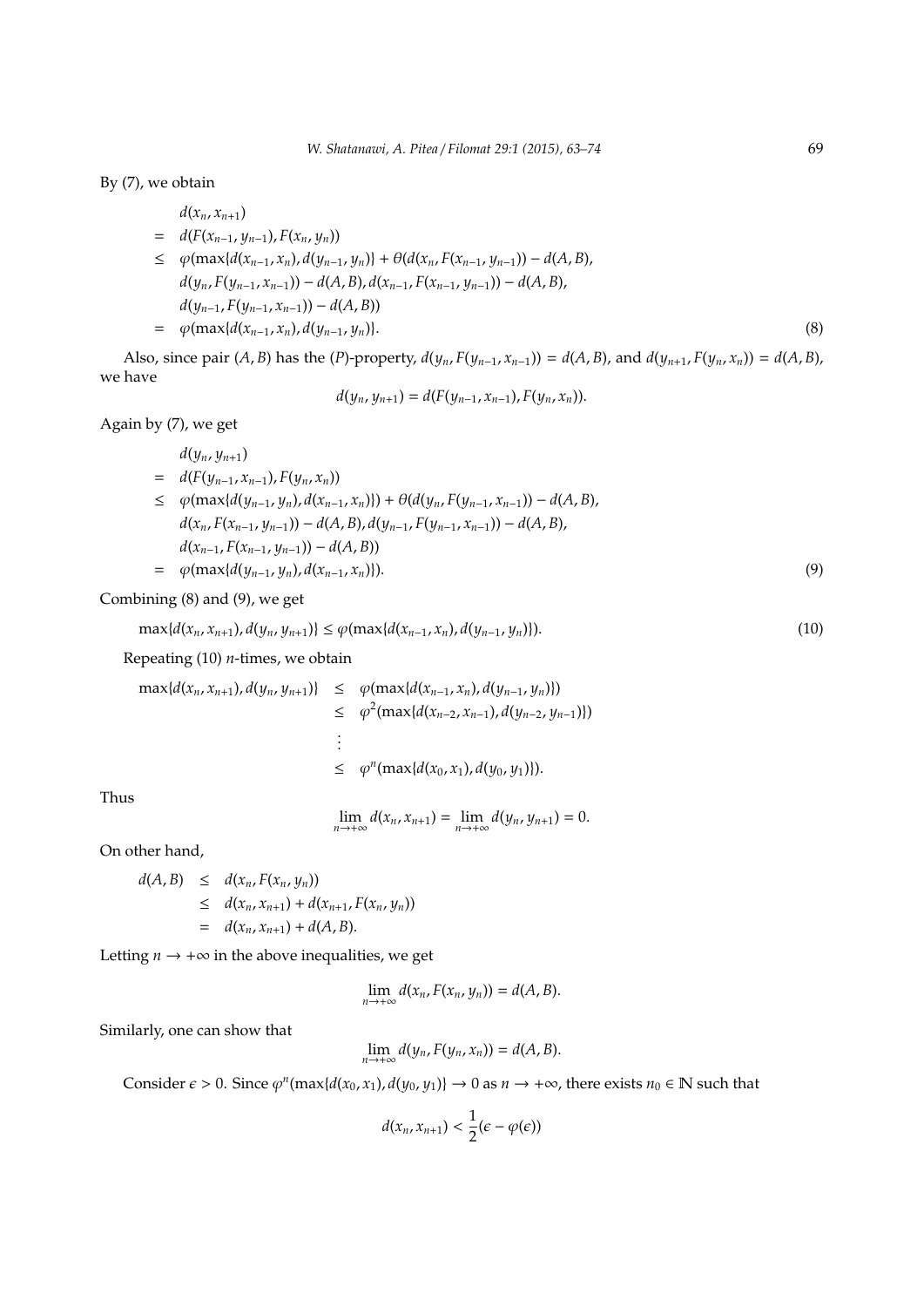By (7), we obtain

$$
\begin{aligned}
& d(x_n, x_{n+1}) \\
= \;& d(F(x_{n-1}, y_{n-1}), F(x_n, y_n)) \\
\leq \;& \varphi(\max\{d(x_{n-1}, x_n), d(y_{n-1}, y_n)\} + \theta(d(x_n, F(x_{n-1}, y_{n-1})) - d(A, B), \\
& d(y_n, F(y_{n-1}, x_{n-1})) - d(A, B), d(x_{n-1}, F(x_{n-1}, y_{n-1})) - d(A, B), \\
& d(y_{n-1}, F(y_{n-1}, x_{n-1})) - d(A, B)) \\
= \;& \varphi(\max\{d(x_{n-1}, x_n), d(y_{n-1}, y_n)\}. \qquad (8)
\end{aligned}
$$

Also, since pair $(A, B)$ has the $(P)$-property, $d(y_n, F(y_{n-1}, x_{n-1})) = d(A, B)$, and $d(y_{n+1}, F(y_n, x_n)) = d(A, B)$, we have

$$d(y_n, y_{n+1}) = d(F(y_{n-1}, x_{n-1}), F(y_n, x_n)).$$

Again by (7), we get

$$
\begin{aligned}
& d(y_n, y_{n+1}) \\
= \;& d(F(y_{n-1}, x_{n-1}), F(y_n, x_n)) \\
\leq \;& \varphi(\max\{d(y_{n-1}, y_n), d(x_{n-1}, x_n)\}) + \theta(d(y_n, F(y_{n-1}, x_{n-1})) - d(A, B), \\
& d(x_n, F(x_{n-1}, y_{n-1})) - d(A, B), d(y_{n-1}, F(y_{n-1}, x_{n-1})) - d(A, B), \\
& d(x_{n-1}, F(x_{n-1}, y_{n-1})) - d(A, B)) \\
= \;& \varphi(\max\{d(y_{n-1}, y_n), d(x_{n-1}, x_n)\}). \qquad (9)
\end{aligned}
$$

Combining (8) and (9), we get

$$\max\{d(x_n, x_{n+1}), d(y_n, y_{n+1})\} \leq \varphi(\max\{d(x_{n-1}, x_n), d(y_{n-1}, y_n)\}). \qquad (10)$$

Repeating (10) $n$-times, we obtain

$$
\begin{aligned}
\max\{d(x_n, x_{n+1}), d(y_n, y_{n+1})\} &\leq \varphi(\max\{d(x_{n-1}, x_n), d(y_{n-1}, y_n)\}) \\
&\leq \varphi^2(\max\{d(x_{n-2}, x_{n-1}), d(y_{n-2}, y_{n-1})\}) \\
&\;\;\vdots \\
&\leq \varphi^n(\max\{d(x_0, x_1), d(y_0, y_1)\}).
\end{aligned}
$$

Thus

$$\lim_{n\to+\infty} d(x_n, x_{n+1}) = \lim_{n\to+\infty} d(y_n, y_{n+1}) = 0.$$

On other hand,

$$
\begin{aligned}
d(A, B) &\leq d(x_n, F(x_n, y_n)) \\
&\leq d(x_n, x_{n+1}) + d(x_{n+1}, F(x_n, y_n)) \\
&= d(x_n, x_{n+1}) + d(A, B).
\end{aligned}
$$

Letting $n \to +\infty$ in the above inequalities, we get

$$\lim_{n\to+\infty} d(x_n, F(x_n, y_n)) = d(A, B).$$

Similarly, one can show that

$$\lim_{n\to+\infty} d(y_n, F(y_n, x_n)) = d(A, B).$$

Consider $\epsilon > 0$. Since $\varphi^n(\max\{d(x_0, x_1), d(y_0, y_1)\} \to 0$ as $n \to +\infty$, there exists $n_0 \in \mathbb{N}$ such that

$$d(x_n, x_{n+1}) < \frac{1}{2}(\epsilon - \varphi(\epsilon))$$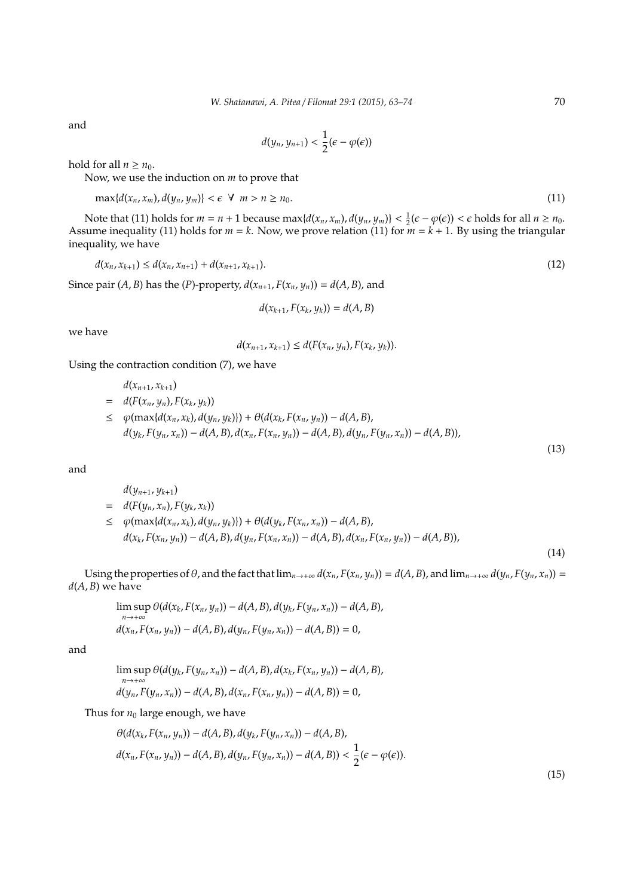and

$$d(y_n, y_{n+1}) < \frac{1}{2}(\epsilon - \varphi(\epsilon))$$

hold for all $n \geq n_0$.

Now, we use the induction on $m$ to prove that

$$\max\{d(x_n, x_m), d(y_n, y_m)\} < \epsilon \ \ \forall \ \ m > n \geq n_0. \tag{11}$$

Note that (11) holds for $m = n+1$ because $\max\{d(x_n, x_m), d(y_n, y_m)\} < \frac{1}{2}(\epsilon - \varphi(\epsilon)) < \epsilon$ holds for all $n \geq n_0$. Assume inequality (11) holds for $m = k$. Now, we prove relation (11) for $m = k+1$. By using the triangular inequality, we have

$$d(x_n, x_{k+1}) \leq d(x_n, x_{n+1}) + d(x_{n+1}, x_{k+1}). \tag{12}$$

Since pair $(A, B)$ has the $(P)$-property, $d(x_{n+1}, F(x_n, y_n)) = d(A, B)$, and

$$d(x_{k+1}, F(x_k, y_k)) = d(A, B)$$

we have

$$d(x_{n+1}, x_{k+1}) \leq d(F(x_n, y_n), F(x_k, y_k)).$$

Using the contraction condition (7), we have

$$\begin{aligned}
& d(x_{n+1}, x_{k+1}) \\
= \ & d(F(x_n, y_n), F(x_k, y_k)) \\
\leq \ & \varphi(\max\{d(x_n, x_k), d(y_n, y_k)\}) + \theta(d(x_k, F(x_n, y_n)) - d(A, B), \\
& d(y_k, F(y_n, x_n)) - d(A, B), d(x_n, F(x_n, y_n)) - d(A, B), d(y_n, F(y_n, x_n)) - d(A, B)),
\end{aligned} \tag{13}$$

and

$$\begin{aligned}
& d(y_{n+1}, y_{k+1}) \\
= \ & d(F(y_n, x_n), F(y_k, x_k)) \\
\leq \ & \varphi(\max\{d(x_n, x_k), d(y_n, y_k)\}) + \theta(d(y_k, F(x_n, x_n)) - d(A, B), \\
& d(x_k, F(x_n, y_n)) - d(A, B), d(y_n, F(x_n, x_n)) - d(A, B), d(x_n, F(x_n, y_n)) - d(A, B)),
\end{aligned} \tag{14}$$

Using the properties of $\theta$, and the fact that $\lim_{n \to +\infty} d(x_n, F(x_n, y_n)) = d(A, B)$, and $\lim_{n \to +\infty} d(y_n, F(y_n, x_n)) = d(A, B)$ we have

$$\begin{aligned}
& \limsup_{n \to +\infty} \theta(d(x_k, F(x_n, y_n)) - d(A, B), d(y_k, F(y_n, x_n)) - d(A, B), \\
& d(x_n, F(x_n, y_n)) - d(A, B), d(y_n, F(y_n, x_n)) - d(A, B)) = 0,
\end{aligned}$$

and

$$\begin{aligned}
& \limsup_{n \to +\infty} \theta(d(y_k, F(y_n, x_n)) - d(A, B), d(x_k, F(x_n, y_n)) - d(A, B), \\
& d(y_n, F(y_n, x_n)) - d(A, B), d(x_n, F(x_n, y_n)) - d(A, B)) = 0,
\end{aligned}$$

Thus for $n_0$ large enough, we have

$$\begin{aligned}
& \theta(d(x_k, F(x_n, y_n)) - d(A, B), d(y_k, F(y_n, x_n)) - d(A, B), \\
& d(x_n, F(x_n, y_n)) - d(A, B), d(y_n, F(y_n, x_n)) - d(A, B)) < \frac{1}{2}(\epsilon - \varphi(\epsilon)).
\end{aligned} \tag{15}$$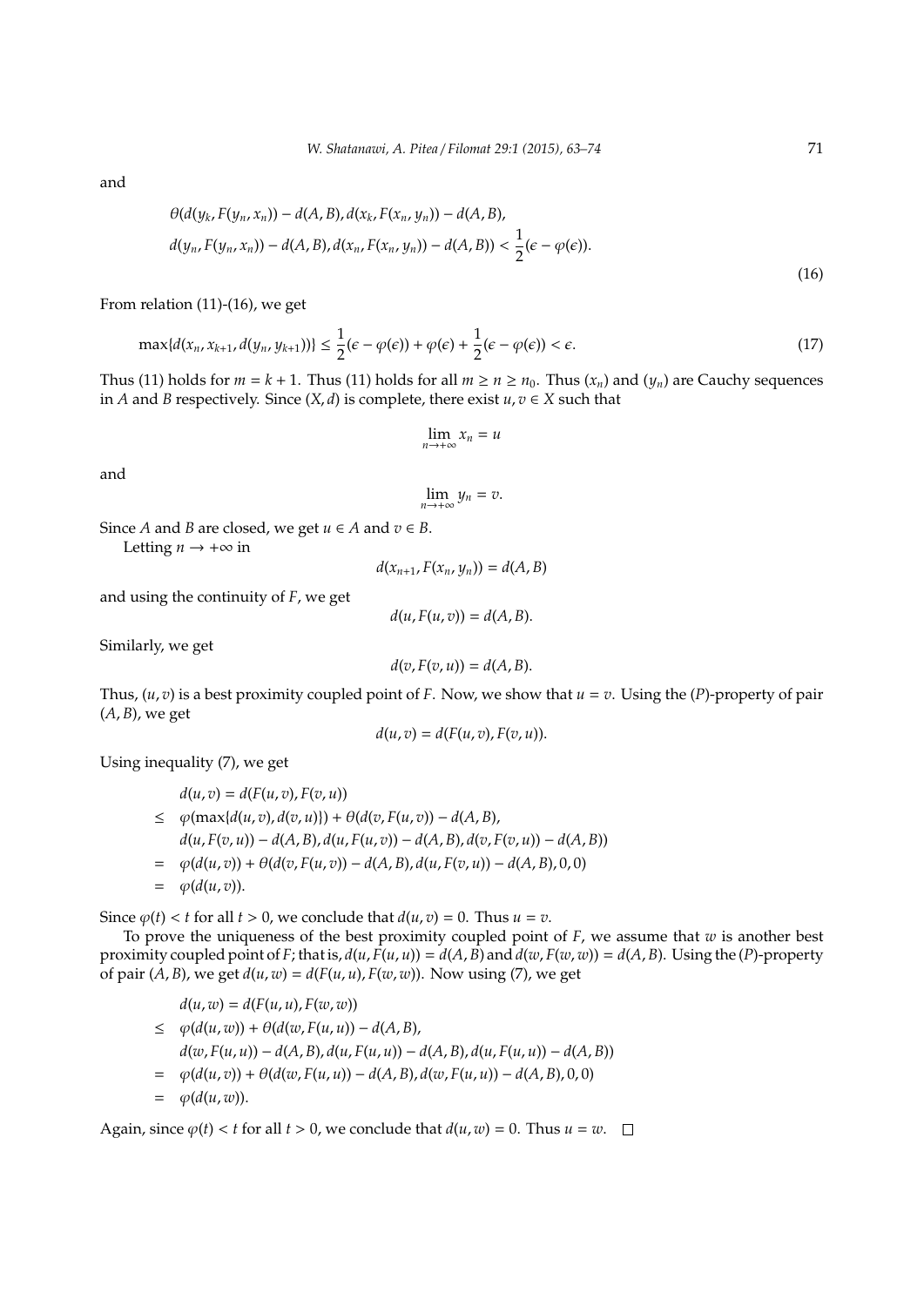and

$$\theta(d(y_k, F(y_n, x_n)) - d(A, B), d(x_k, F(x_n, y_n)) - d(A, B),$$
$$d(y_n, F(y_n, x_n)) - d(A, B), d(x_n, F(x_n, y_n)) - d(A, B)) < \frac{1}{2}(\epsilon - \varphi(\epsilon)). \tag{16}$$

From relation (11)-(16), we get

$$\max\{d(x_n, x_{k+1}, d(y_n, y_{k+1}))\} \leq \frac{1}{2}(\epsilon - \varphi(\epsilon)) + \varphi(\epsilon) + \frac{1}{2}(\epsilon - \varphi(\epsilon)) < \epsilon. \tag{17}$$

Thus (11) holds for $m = k+1$. Thus (11) holds for all $m \geq n \geq n_0$. Thus $(x_n)$ and $(y_n)$ are Cauchy sequences in $A$ and $B$ respectively. Since $(X, d)$ is complete, there exist $u, v \in X$ such that

$$\lim_{n \to +\infty} x_n = u$$

and

$$\lim_{n \to +\infty} y_n = v.$$

Since $A$ and $B$ are closed, we get $u \in A$ and $v \in B$.

Letting $n \to +\infty$ in

$$d(x_{n+1}, F(x_n, y_n)) = d(A, B)$$

and using the continuity of $F$, we get

$$d(u, F(u, v)) = d(A, B).$$

Similarly, we get

$$d(v, F(v, u)) = d(A, B).$$

Thus, $(u, v)$ is a best proximity coupled point of $F$. Now, we show that $u = v$. Using the $(P)$-property of pair $(A, B)$, we get

$$d(u, v) = d(F(u, v), F(v, u)).$$

Using inequality (7), we get

$$\begin{aligned}
& d(u, v) = d(F(u, v), F(v, u)) \\
\leq \ & \varphi(\max\{d(u, v), d(v, u)\}) + \theta(d(v, F(u, v)) - d(A, B), \\
& d(u, F(v, u)) - d(A, B), d(u, F(u, v)) - d(A, B), d(v, F(v, u)) - d(A, B)) \\
= \ & \varphi(d(u, v)) + \theta(d(v, F(u, v)) - d(A, B), d(u, F(v, u)) - d(A, B), 0, 0) \\
= \ & \varphi(d(u, v)).
\end{aligned}$$

Since $\varphi(t) < t$ for all $t > 0$, we conclude that $d(u, v) = 0$. Thus $u = v$.

To prove the uniqueness of the best proximity coupled point of $F$, we assume that $w$ is another best proximity coupled point of $F$; that is, $d(u, F(u, u)) = d(A, B)$ and $d(w, F(w, w)) = d(A, B)$. Using the $(P)$-property of pair $(A, B)$, we get $d(u, w) = d(F(u, u), F(w, w))$. Now using (7), we get

$$\begin{aligned}
& d(u, w) = d(F(u, u), F(w, w)) \\
\leq \ & \varphi(d(u, w)) + \theta(d(w, F(u, u)) - d(A, B), \\
& d(w, F(u, u)) - d(A, B), d(u, F(u, u)) - d(A, B), d(u, F(u, u)) - d(A, B)) \\
= \ & \varphi(d(u, v)) + \theta(d(w, F(u, u)) - d(A, B), d(w, F(u, u)) - d(A, B), 0, 0) \\
= \ & \varphi(d(u, w)).
\end{aligned}$$

Again, since $\varphi(t) < t$ for all $t > 0$, we conclude that $d(u, w) = 0$. Thus $u = w$. $\square$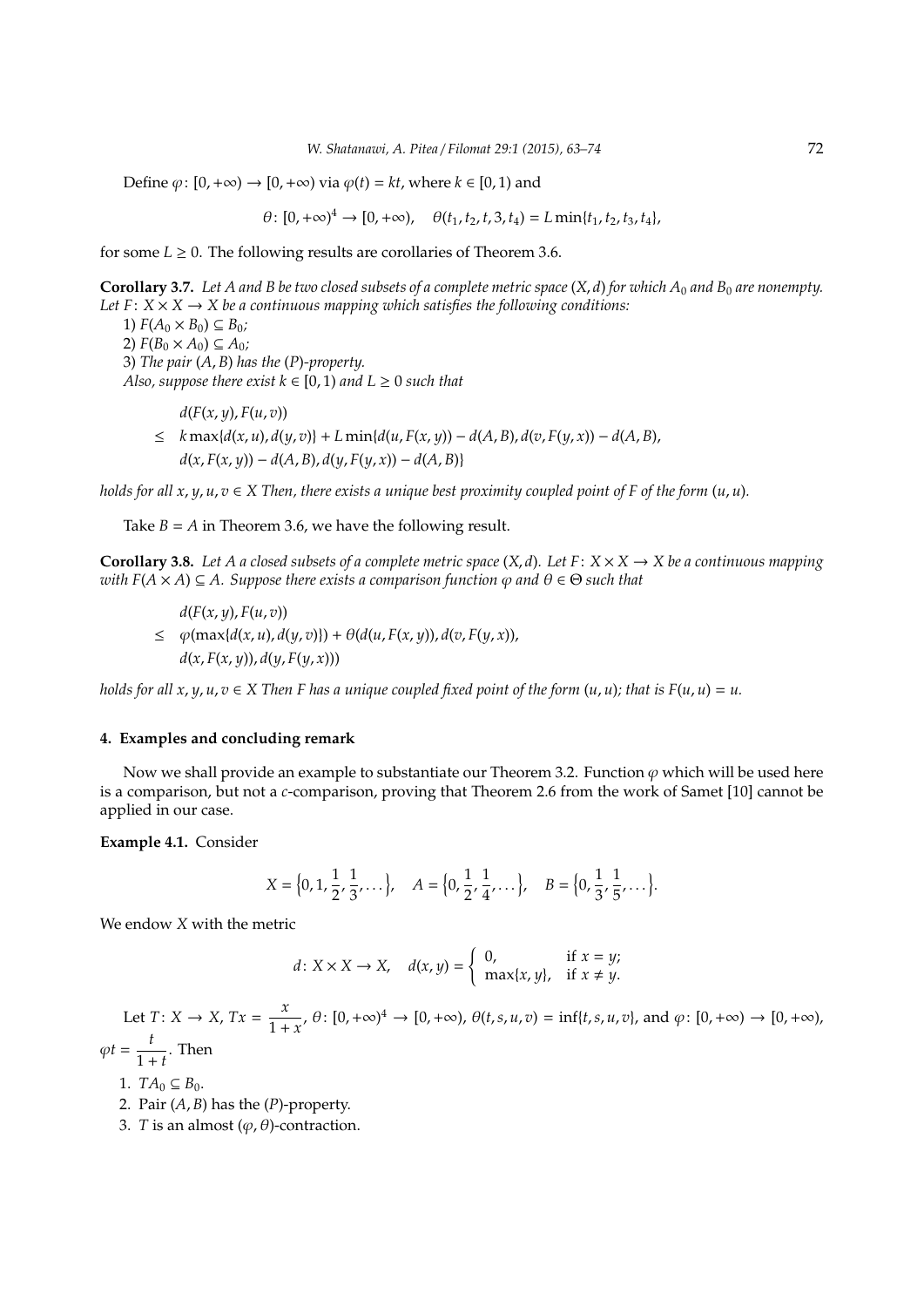Define $\varphi\colon [0,+\infty) \to [0,+\infty)$ via $\varphi(t) = kt$, where $k \in [0,1)$ and

$$\theta\colon [0,+\infty)^4 \to [0,+\infty), \quad \theta(t_1,t_2,t,3,t_4) = L\min\{t_1,t_2,t_3,t_4\},$$

for some $L \geq 0$. The following results are corollaries of Theorem 3.6.

**Corollary 3.7.** *Let $A$ and $B$ be two closed subsets of a complete metric space $(X,d)$ for which $A_0$ and $B_0$ are nonempty. Let $F\colon X \times X \to X$ be a continuous mapping which satisfies the following conditions:*

*1) $F(A_0 \times B_0) \subseteq B_0$;*

*2) $F(B_0 \times A_0) \subseteq A_0$;*

*3) The pair $(A,B)$ has the $(P)$-property.*

*Also, suppose there exist $k \in [0,1)$ and $L \geq 0$ such that*

$$\begin{aligned} & d(F(x,y),F(u,v)) \\ \leq \;& k\max\{d(x,u),d(y,v)\} + L\min\{d(u,F(x,y)) - d(A,B), d(v,F(y,x)) - d(A,B), \\ & d(x,F(x,y)) - d(A,B), d(y,F(y,x)) - d(A,B)\} \end{aligned}$$

*holds for all $x,y,u,v \in X$ Then, there exists a unique best proximity coupled point of $F$ of the form $(u,u)$.*

Take $B = A$ in Theorem 3.6, we have the following result.

**Corollary 3.8.** *Let $A$ a closed subsets of a complete metric space $(X,d)$. Let $F\colon X \times X \to X$ be a continuous mapping with $F(A \times A) \subseteq A$. Suppose there exists a comparison function $\varphi$ and $\theta \in \Theta$ such that*

$$\begin{aligned} & d(F(x,y),F(u,v)) \\ \leq \;& \varphi(\max\{d(x,u),d(y,v)\}) + \theta(d(u,F(x,y)),d(v,F(y,x)), \\ & d(x,F(x,y)),d(y,F(y,x))) \end{aligned}$$

*holds for all $x,y,u,v \in X$ Then $F$ has a unique coupled fixed point of the form $(u,u)$; that is $F(u,u) = u$.*

## 4. Examples and concluding remark

Now we shall provide an example to substantiate our Theorem 3.2. Function $\varphi$ which will be used here is a comparison, but not a $c$-comparison, proving that Theorem 2.6 from the work of Samet [10] cannot be applied in our case.

**Example 4.1.** Consider

$$X = \left\{0, 1, \frac{1}{2}, \frac{1}{3}, \dots\right\}, \quad A = \left\{0, \frac{1}{2}, \frac{1}{4}, \dots\right\}, \quad B = \left\{0, \frac{1}{3}, \frac{1}{5}, \dots\right\}.$$

We endow $X$ with the metric

$$d\colon X \times X \to X, \quad d(x,y) = \begin{cases} 0, & \text{if } x = y; \\ \max\{x,y\}, & \text{if } x \neq y. \end{cases}$$

Let $T\colon X \to X$, $Tx = \dfrac{x}{1+x}$, $\theta\colon [0,+\infty)^4 \to [0,+\infty)$, $\theta(t,s,u,v) = \inf\{t,s,u,v\}$, and $\varphi\colon [0,+\infty) \to [0,+\infty)$, $\varphi t = \dfrac{t}{1+t}$. Then

1. $TA_0 \subseteq B_0$.
2. Pair $(A,B)$ has the $(P)$-property.
3. $T$ is an almost $(\varphi,\theta)$-contraction.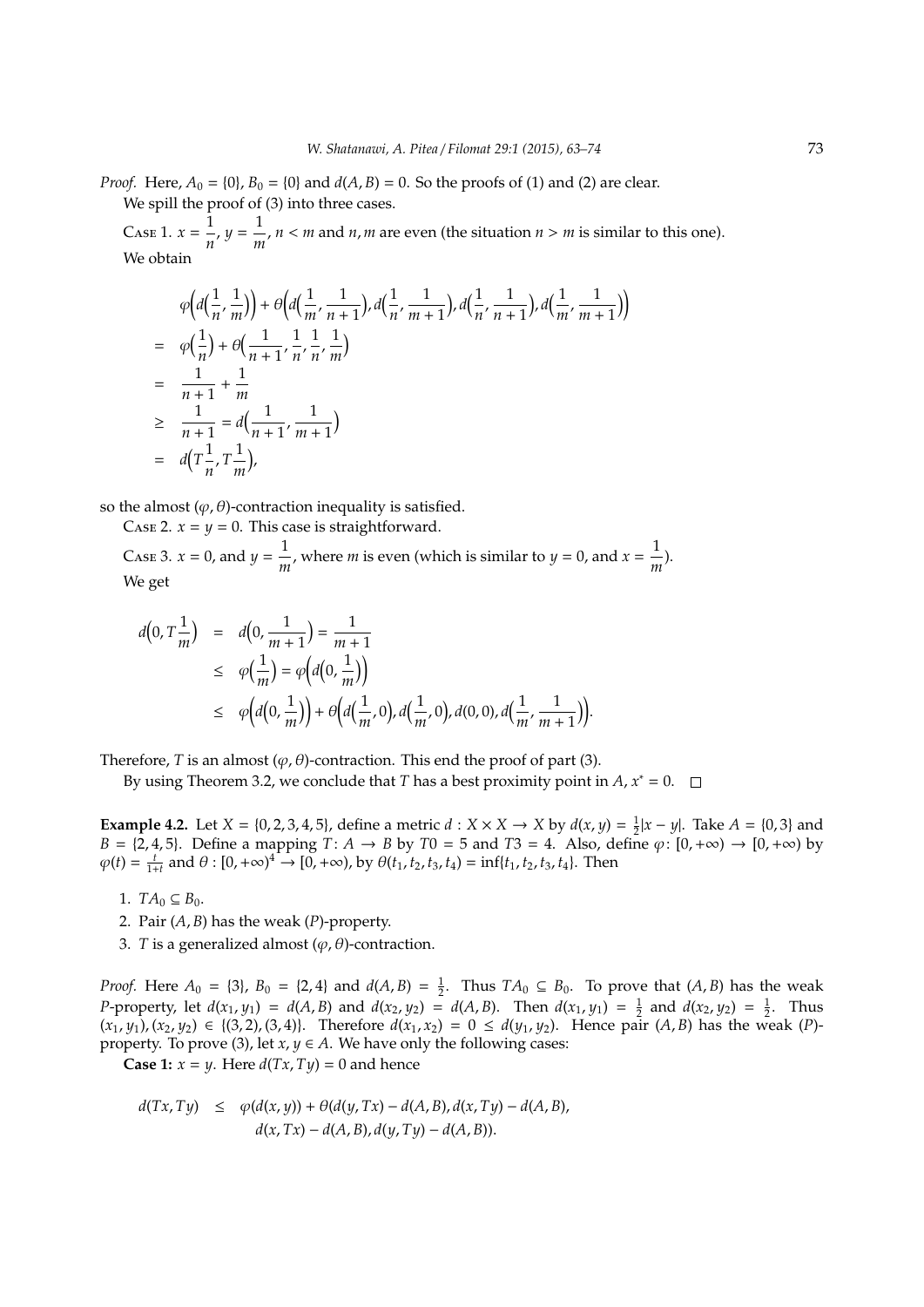*Proof.* Here, $A_0 = \{0\}$, $B_0 = \{0\}$ and $d(A,B) = 0$. So the proofs of (1) and (2) are clear.

We spill the proof of (3) into three cases.

Case 1. $x = \dfrac{1}{n}$, $y = \dfrac{1}{m}$, $n < m$ and $n, m$ are even (the situation $n > m$ is similar to this one).

We obtain

$$
\begin{aligned}
& \varphi\Big(d\Big(\frac{1}{n}, \frac{1}{m}\Big)\Big) + \theta\Big(d\Big(\frac{1}{m}, \frac{1}{n+1}\Big), d\Big(\frac{1}{n}, \frac{1}{m+1}\Big), d\Big(\frac{1}{n}, \frac{1}{n+1}\Big), d\Big(\frac{1}{m}, \frac{1}{m+1}\Big)\Big) \\
= \; & \varphi\Big(\frac{1}{n}\Big) + \theta\Big(\frac{1}{n+1}, \frac{1}{n}, \frac{1}{n}, \frac{1}{m}\Big) \\
= \; & \frac{1}{n+1} + \frac{1}{m} \\
\geq \; & \frac{1}{n+1} = d\Big(\frac{1}{n+1}, \frac{1}{m+1}\Big) \\
= \; & d\Big(T\frac{1}{n}, T\frac{1}{m}\Big),
\end{aligned}
$$

so the almost $(\varphi, \theta)$-contraction inequality is satisfied.

Case 2. $x = y = 0$. This case is straightforward.

Case 3. $x = 0$, and $y = \dfrac{1}{m}$, where $m$ is even (which is similar to $y = 0$, and $x = \dfrac{1}{m}$).

We get

$$
\begin{aligned}
d\Big(0, T\frac{1}{m}\Big) &= d\Big(0, \frac{1}{m+1}\Big) = \frac{1}{m+1} \\
&\leq \varphi\Big(\frac{1}{m}\Big) = \varphi\Big(d\Big(0, \frac{1}{m}\Big)\Big) \\
&\leq \varphi\Big(d\Big(0, \frac{1}{m}\Big)\Big) + \theta\Big(d\Big(\frac{1}{m}, 0\Big), d\Big(\frac{1}{m}, 0\Big), d(0,0), d\Big(\frac{1}{m}, \frac{1}{m+1}\Big)\Big).
\end{aligned}
$$

Therefore, $T$ is an almost $(\varphi, \theta)$-contraction. This end the proof of part (3).

By using Theorem 3.2, we conclude that $T$ has a best proximity point in $A$, $x^* = 0$. □

**Example 4.2.** Let $X = \{0, 2, 3, 4, 5\}$, define a metric $d : X \times X \to X$ by $d(x, y) = \frac{1}{2}|x - y|$. Take $A = \{0, 3\}$ and $B = \{2, 4, 5\}$. Define a mapping $T : A \to B$ by $T0 = 5$ and $T3 = 4$. Also, define $\varphi : [0, +\infty) \to [0, +\infty)$ by $\varphi(t) = \frac{t}{1+t}$ and $\theta : [0, +\infty)^4 \to [0, +\infty)$, by $\theta(t_1, t_2, t_3, t_4) = \inf\{t_1, t_2, t_3, t_4\}$. Then

1. $TA_0 \subseteq B_0$.
2. Pair $(A, B)$ has the weak $(P)$-property.
3. $T$ is a generalized almost $(\varphi, \theta)$-contraction.

*Proof.* Here $A_0 = \{3\}$, $B_0 = \{2, 4\}$ and $d(A, B) = \frac{1}{2}$. Thus $TA_0 \subseteq B_0$. To prove that $(A, B)$ has the weak $P$-property, let $d(x_1, y_1) = d(A, B)$ and $d(x_2, y_2) = d(A, B)$. Then $d(x_1, y_1) = \frac{1}{2}$ and $d(x_2, y_2) = \frac{1}{2}$. Thus $(x_1, y_1), (x_2, y_2) \in \{(3, 2), (3, 4)\}$. Therefore $d(x_1, x_2) = 0 \leq d(y_1, y_2)$. Hence pair $(A, B)$ has the weak $(P)$-property. To prove (3), let $x, y \in A$. We have only the following cases:

**Case 1:** $x = y$. Here $d(Tx, Ty) = 0$ and hence

$$
\begin{aligned}
d(Tx, Ty) \leq \; & \varphi(d(x, y)) + \theta(d(y, Tx) - d(A, B), d(x, Ty) - d(A, B), \\
& d(x, Tx) - d(A, B), d(y, Ty) - d(A, B)).
\end{aligned}
$$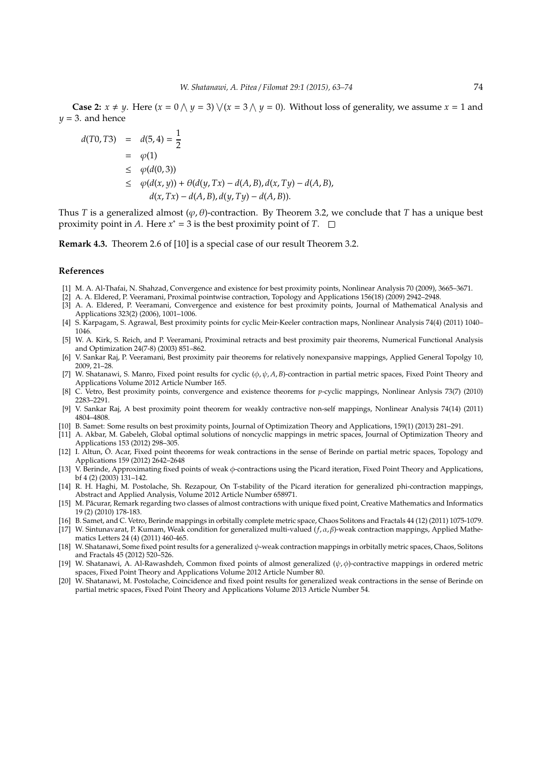**Case 2:** $x \neq y$. Here $(x = 0 \bigwedge y = 3) \bigvee (x = 3 \bigwedge y = 0)$. Without loss of generality, we assume $x = 1$ and $y = 3$. and hence

$$
\begin{aligned}
d(T0, T3) &= d(5, 4) = \frac{1}{2} \\
&= \varphi(1) \\
&\leq \varphi(d(0, 3)) \\
&\leq \varphi(d(x, y)) + \theta(d(y, Tx) - d(A, B), d(x, Ty) - d(A, B), \\
&\qquad d(x, Tx) - d(A, B), d(y, Ty) - d(A, B)).
\end{aligned}
$$

Thus $T$ is a generalized almost $(\varphi, \theta)$-contraction. By Theorem 3.2, we conclude that $T$ has a unique best proximity point in $A$. Here $x^* = 3$ is the best proximity point of $T$. □

**Remark 4.3.** Theorem 2.6 of [10] is a special case of our result Theorem 3.2.

## References

[1] M. A. Al-Thafai, N. Shahzad, Convergence and existence for best proximity points, Nonlinear Analysis 70 (2009), 3665–3671.

[2] A. A. Eldered, P. Veeramani, Proximal pointwise contraction, Topology and Applications 156(18) (2009) 2942–2948.

[3] A. A. Eldered, P. Veeramani, Convergence and existence for best proximity points, Journal of Mathematical Analysis and Applications 323(2) (2006), 1001–1006.

[4] S. Karpagam, S. Agrawal, Best proximity points for cyclic Meir-Keeler contraction maps, Nonlinear Analysis 74(4) (2011) 1040–1046.

[5] W. A. Kirk, S. Reich, and P. Veeramani, Proximinal retracts and best proximity pair theorems, Numerical Functional Analysis and Optimization 24(7-8) (2003) 851–862.

[6] V. Sankar Raj, P. Veeramani, Best proximity pair theorems for relatively nonexpansive mappings, Applied General Topolgy 10, 2009, 21–28.

[7] W. Shatanawi, S. Manro, Fixed point results for cyclic $(\phi, \psi, A, B)$-contraction in partial metric spaces, Fixed Point Theory and Applications Volume 2012 Article Number 165.

[8] C. Vetro, Best proximity points, convergence and existence theorems for $p$-cyclic mappings, Nonlinear Anlysis 73(7) (2010) 2283–2291.

[9] V. Sankar Raj, A best proximity point theorem for weakly contractive non-self mappings, Nonlinear Analysis 74(14) (2011) 4804–4808.

[10] B. Samet: Some results on best proximity points, Journal of Optimization Theory and Applications, 159(1) (2013) 281–291.

[11] A. Akbar, M. Gabeleh, Global optimal solutions of noncyclic mappings in metric spaces, Journal of Optimization Theory and Applications 153 (2012) 298–305.

[12] I. Altun, Ö. Acar, Fixed point theorems for weak contractions in the sense of Berinde on partial metric spaces, Topology and Applications 159 (2012) 2642–2648

[13] V. Berinde, Approximating fixed points of weak $\phi$-contractions using the Picard iteration, Fixed Point Theory and Applications, bf 4 (2) (2003) 131–142.

[14] R. H. Haghi, M. Postolache, Sh. Rezapour, On T-stability of the Picard iteration for generalized phi-contraction mappings, Abstract and Applied Analysis, Volume 2012 Article Number 658971.

[15] M. Păcurar, Remark regarding two classes of almost contractions with unique fixed point, Creative Mathematics and Informatics 19 (2) (2010) 178-183.

[16] B. Samet, and C. Vetro, Berinde mappings in orbitally complete metric space, Chaos Solitons and Fractals 44 (12) (2011) 1075-1079.

[17] W. Sintunavarat, P. Kumam, Weak condition for generalized multi-valued $(f, \alpha, \beta)$-weak contraction mappings, Applied Mathematics Letters 24 (4) (2011) 460-465.

[18] W. Shatanawi, Some fixed point results for a generalized $\psi$-weak contraction mappings in orbitally metric spaces, Chaos, Solitons and Fractals 45 (2012) 520–526.

[19] W. Shatanawi, A. Al-Rawashdeh, Common fixed points of almost generalized $(\psi, \phi)$-contractive mappings in ordered metric spaces, Fixed Point Theory and Applications Volume 2012 Article Number 80.

[20] W. Shatanawi, M. Postolache, Coincidence and fixed point results for generalized weak contractions in the sense of Berinde on partial metric spaces, Fixed Point Theory and Applications Volume 2013 Article Number 54.